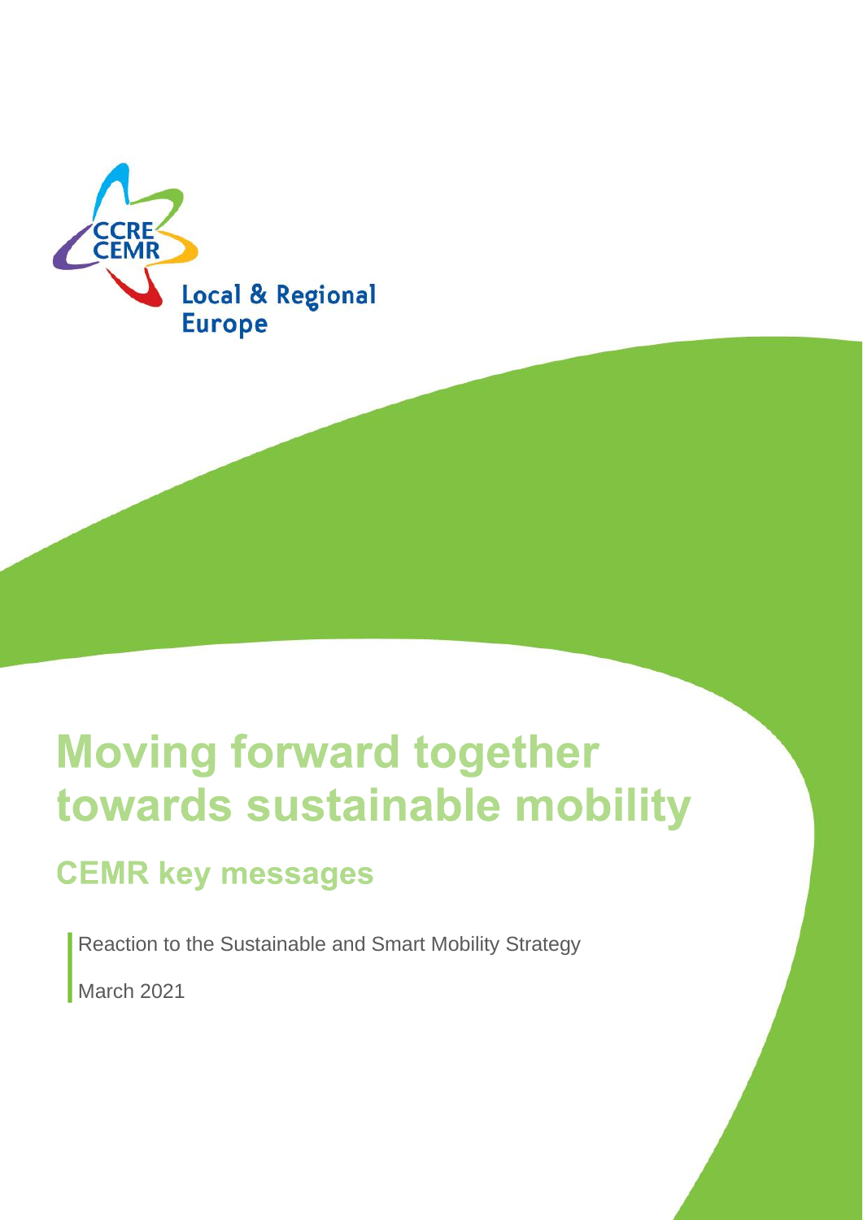CCRE CEMR

Local & Regional Europe

# Moving forward together towards sustainable mobility

## CEMR key messages

Reaction to the Sustainable and Smart Mobility Strategy

March 2021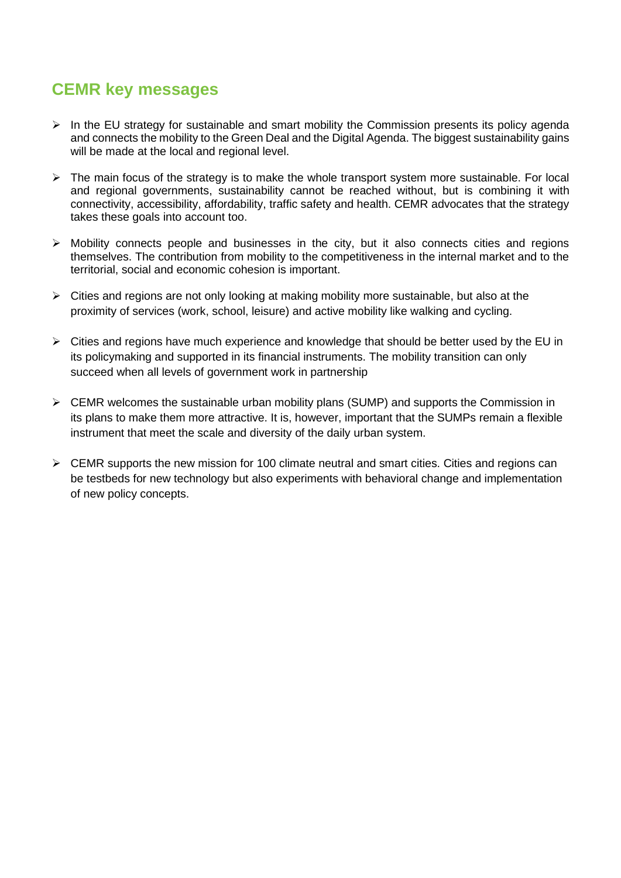## CEMR key messages

- In the EU strategy for sustainable and smart mobility the Commission presents its policy agenda and connects the mobility to the Green Deal and the Digital Agenda. The biggest sustainability gains will be made at the local and regional level.
- The main focus of the strategy is to make the whole transport system more sustainable. For local and regional governments, sustainability cannot be reached without, but is combining it with connectivity, accessibility, affordability, traffic safety and health. CEMR advocates that the strategy takes these goals into account too.
- Mobility connects people and businesses in the city, but it also connects cities and regions themselves. The contribution from mobility to the competitiveness in the internal market and to the territorial, social and economic cohesion is important.
- Cities and regions are not only looking at making mobility more sustainable, but also at the proximity of services (work, school, leisure) and active mobility like walking and cycling.
- Cities and regions have much experience and knowledge that should be better used by the EU in its policymaking and supported in its financial instruments. The mobility transition can only succeed when all levels of government work in partnership
- CEMR welcomes the sustainable urban mobility plans (SUMP) and supports the Commission in its plans to make them more attractive. It is, however, important that the SUMPs remain a flexible instrument that meet the scale and diversity of the daily urban system.
- CEMR supports the new mission for 100 climate neutral and smart cities. Cities and regions can be testbeds for new technology but also experiments with behavioral change and implementation of new policy concepts.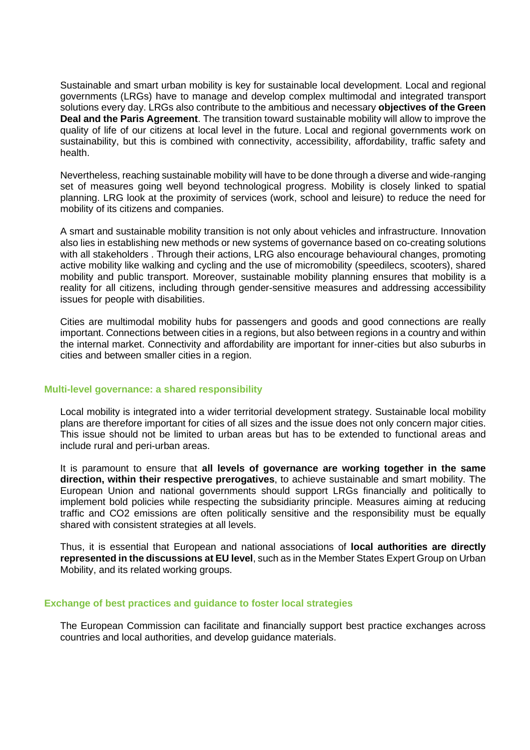Sustainable and smart urban mobility is key for sustainable local development. Local and regional governments (LRGs) have to manage and develop complex multimodal and integrated transport solutions every day. LRGs also contribute to the ambitious and necessary **objectives of the Green Deal and the Paris Agreement**. The transition toward sustainable mobility will allow to improve the quality of life of our citizens at local level in the future. Local and regional governments work on sustainability, but this is combined with connectivity, accessibility, affordability, traffic safety and health.

Nevertheless, reaching sustainable mobility will have to be done through a diverse and wide-ranging set of measures going well beyond technological progress. Mobility is closely linked to spatial planning. LRG look at the proximity of services (work, school and leisure) to reduce the need for mobility of its citizens and companies.

A smart and sustainable mobility transition is not only about vehicles and infrastructure. Innovation also lies in establishing new methods or new systems of governance based on co-creating solutions with all stakeholders . Through their actions, LRG also encourage behavioural changes, promoting active mobility like walking and cycling and the use of micromobility (speedilecs, scooters), shared mobility and public transport. Moreover, sustainable mobility planning ensures that mobility is a reality for all citizens, including through gender-sensitive measures and addressing accessibility issues for people with disabilities.

Cities are multimodal mobility hubs for passengers and goods and good connections are really important. Connections between cities in a regions, but also between regions in a country and within the internal market. Connectivity and affordability are important for inner-cities but also suburbs in cities and between smaller cities in a region.

## Multi-level governance: a shared responsibility

Local mobility is integrated into a wider territorial development strategy. Sustainable local mobility plans are therefore important for cities of all sizes and the issue does not only concern major cities. This issue should not be limited to urban areas but has to be extended to functional areas and include rural and peri-urban areas.

It is paramount to ensure that **all levels of governance are working together in the same direction, within their respective prerogatives**, to achieve sustainable and smart mobility. The European Union and national governments should support LRGs financially and politically to implement bold policies while respecting the subsidiarity principle. Measures aiming at reducing traffic and CO2 emissions are often politically sensitive and the responsibility must be equally shared with consistent strategies at all levels.

Thus, it is essential that European and national associations of **local authorities are directly represented in the discussions at EU level**, such as in the Member States Expert Group on Urban Mobility, and its related working groups.

## Exchange of best practices and guidance to foster local strategies

The European Commission can facilitate and financially support best practice exchanges across countries and local authorities, and develop guidance materials.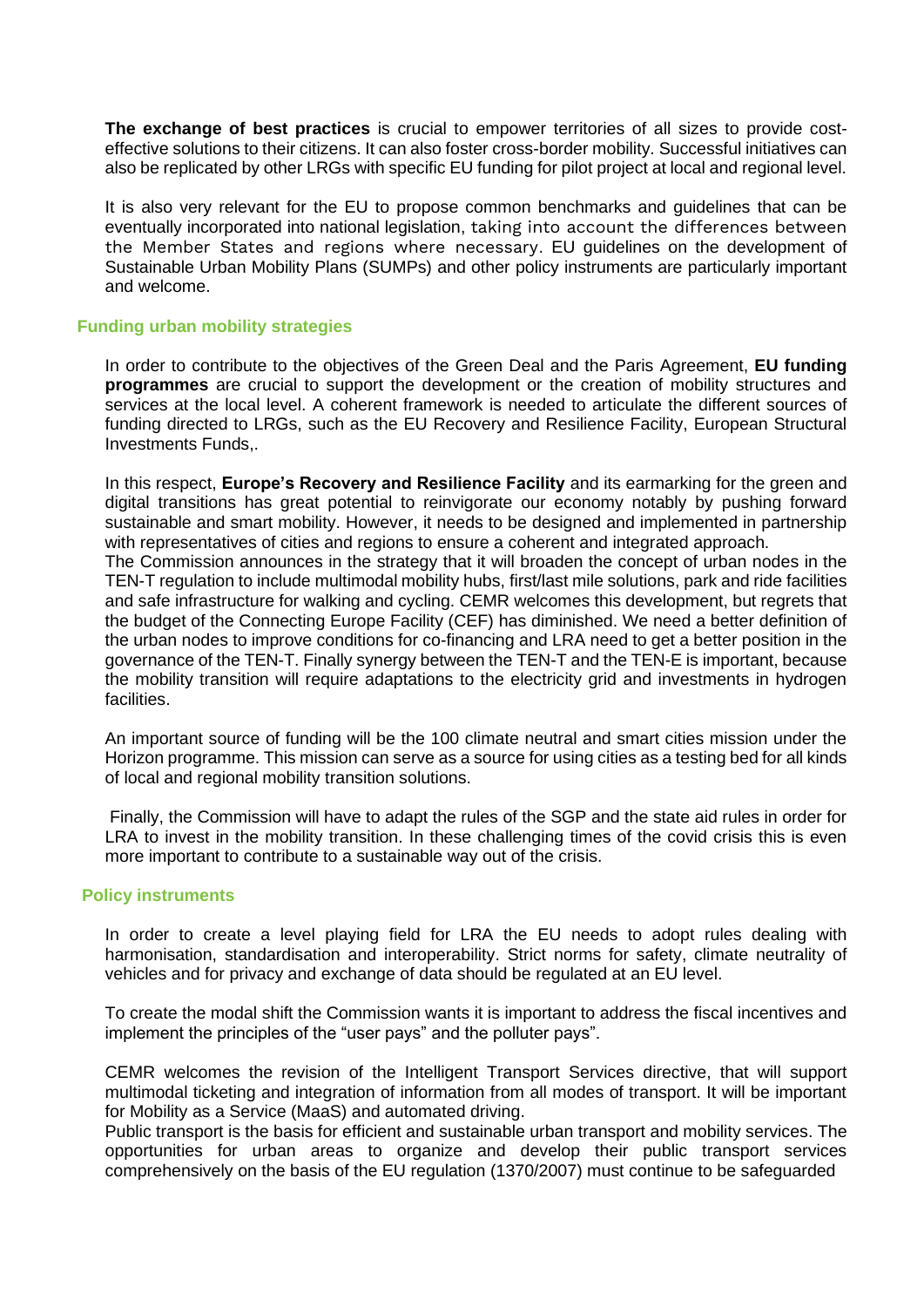**The exchange of best practices** is crucial to empower territories of all sizes to provide cost-effective solutions to their citizens. It can also foster cross-border mobility. Successful initiatives can also be replicated by other LRGs with specific EU funding for pilot project at local and regional level.

It is also very relevant for the EU to propose common benchmarks and guidelines that can be eventually incorporated into national legislation, taking into account the differences between the Member States and regions where necessary. EU guidelines on the development of Sustainable Urban Mobility Plans (SUMPs) and other policy instruments are particularly important and welcome.

## Funding urban mobility strategies

In order to contribute to the objectives of the Green Deal and the Paris Agreement, **EU funding programmes** are crucial to support the development or the creation of mobility structures and services at the local level. A coherent framework is needed to articulate the different sources of funding directed to LRGs, such as the EU Recovery and Resilience Facility, European Structural Investments Funds,.

In this respect, **Europe's Recovery and Resilience Facility** and its earmarking for the green and digital transitions has great potential to reinvigorate our economy notably by pushing forward sustainable and smart mobility. However, it needs to be designed and implemented in partnership with representatives of cities and regions to ensure a coherent and integrated approach.
The Commission announces in the strategy that it will broaden the concept of urban nodes in the TEN-T regulation to include multimodal mobility hubs, first/last mile solutions, park and ride facilities and safe infrastructure for walking and cycling. CEMR welcomes this development, but regrets that the budget of the Connecting Europe Facility (CEF) has diminished. We need a better definition of the urban nodes to improve conditions for co-financing and LRA need to get a better position in the governance of the TEN-T. Finally synergy between the TEN-T and the TEN-E is important, because the mobility transition will require adaptations to the electricity grid and investments in hydrogen facilities.

An important source of funding will be the 100 climate neutral and smart cities mission under the Horizon programme. This mission can serve as a source for using cities as a testing bed for all kinds of local and regional mobility transition solutions.

Finally, the Commission will have to adapt the rules of the SGP and the state aid rules in order for LRA to invest in the mobility transition. In these challenging times of the covid crisis this is even more important to contribute to a sustainable way out of the crisis.

## Policy instruments

In order to create a level playing field for LRA the EU needs to adopt rules dealing with harmonisation, standardisation and interoperability. Strict norms for safety, climate neutrality of vehicles and for privacy and exchange of data should be regulated at an EU level.

To create the modal shift the Commission wants it is important to address the fiscal incentives and implement the principles of the "user pays" and the polluter pays".

CEMR welcomes the revision of the Intelligent Transport Services directive, that will support multimodal ticketing and integration of information from all modes of transport. It will be important for Mobility as a Service (MaaS) and automated driving.
Public transport is the basis for efficient and sustainable urban transport and mobility services. The opportunities for urban areas to organize and develop their public transport services comprehensively on the basis of the EU regulation (1370/2007) must continue to be safeguarded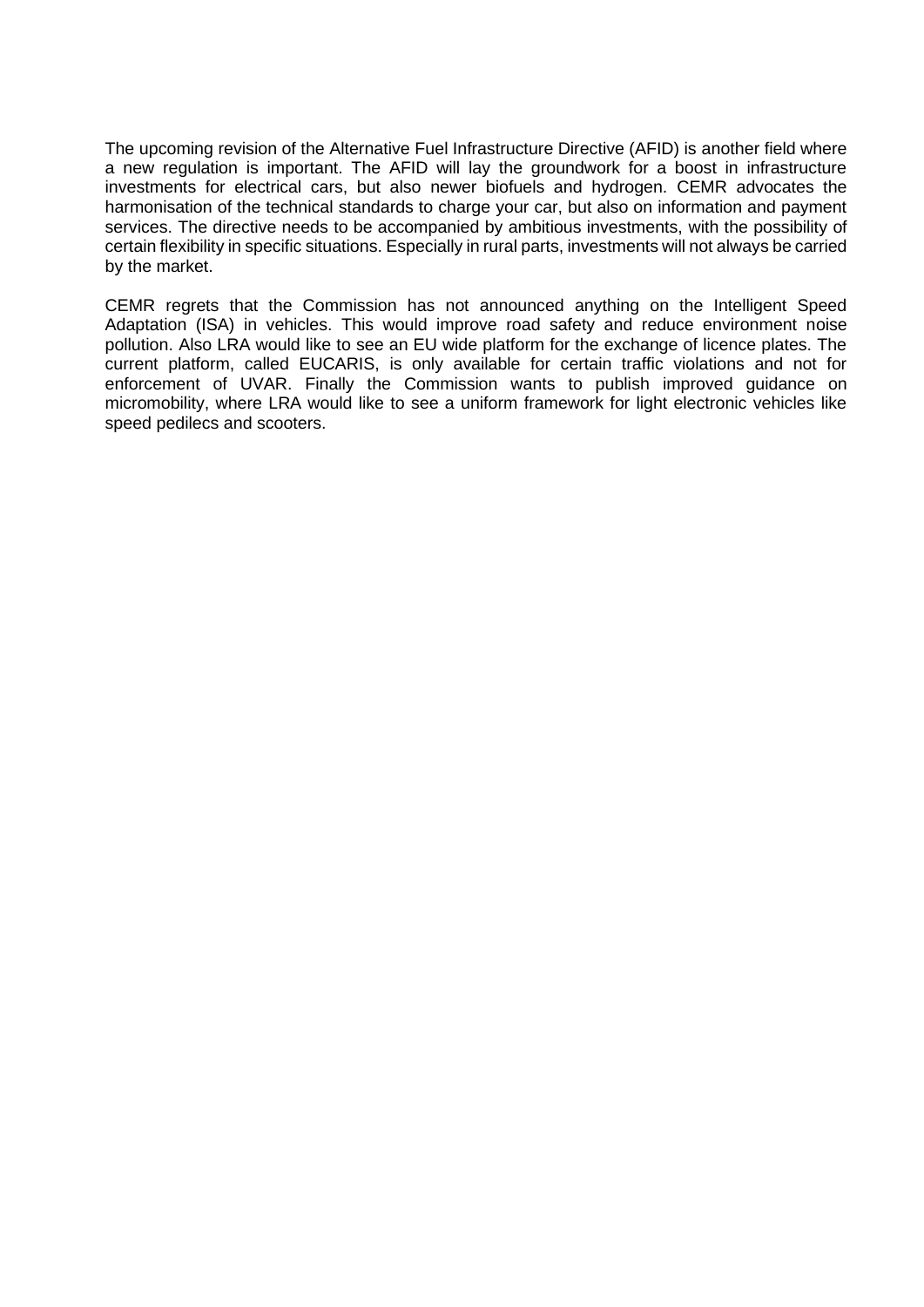The upcoming revision of the Alternative Fuel Infrastructure Directive (AFID) is another field where a new regulation is important. The AFID will lay the groundwork for a boost in infrastructure investments for electrical cars, but also newer biofuels and hydrogen. CEMR advocates the harmonisation of the technical standards to charge your car, but also on information and payment services. The directive needs to be accompanied by ambitious investments, with the possibility of certain flexibility in specific situations. Especially in rural parts, investments will not always be carried by the market.

CEMR regrets that the Commission has not announced anything on the Intelligent Speed Adaptation (ISA) in vehicles. This would improve road safety and reduce environment noise pollution. Also LRA would like to see an EU wide platform for the exchange of licence plates. The current platform, called EUCARIS, is only available for certain traffic violations and not for enforcement of UVAR. Finally the Commission wants to publish improved guidance on micromobility, where LRA would like to see a uniform framework for light electronic vehicles like speed pedilecs and scooters.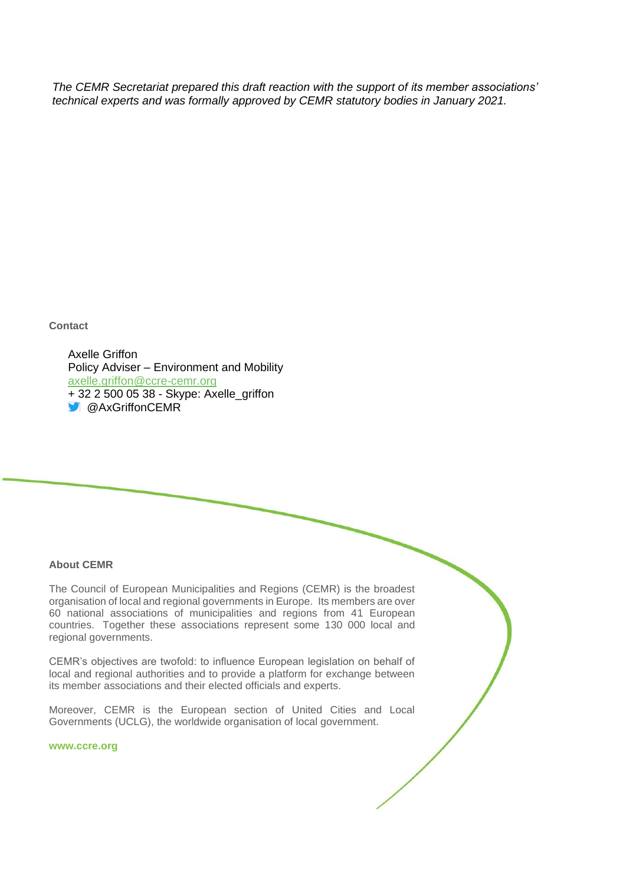*The CEMR Secretariat prepared this draft reaction with the support of its member associations' technical experts and was formally approved by CEMR statutory bodies in January 2021.*

**Contact**

Axelle Griffon
Policy Adviser – Environment and Mobility
axelle.griffon@ccre-cemr.org
+ 32 2 500 05 38 - Skype: Axelle_griffon
@AxGriffonCEMR

**About CEMR**

The Council of European Municipalities and Regions (CEMR) is the broadest organisation of local and regional governments in Europe. Its members are over 60 national associations of municipalities and regions from 41 European countries. Together these associations represent some 130 000 local and regional governments.

CEMR's objectives are twofold: to influence European legislation on behalf of local and regional authorities and to provide a platform for exchange between its member associations and their elected officials and experts.

Moreover, CEMR is the European section of United Cities and Local Governments (UCLG), the worldwide organisation of local government.

**www.ccre.org**